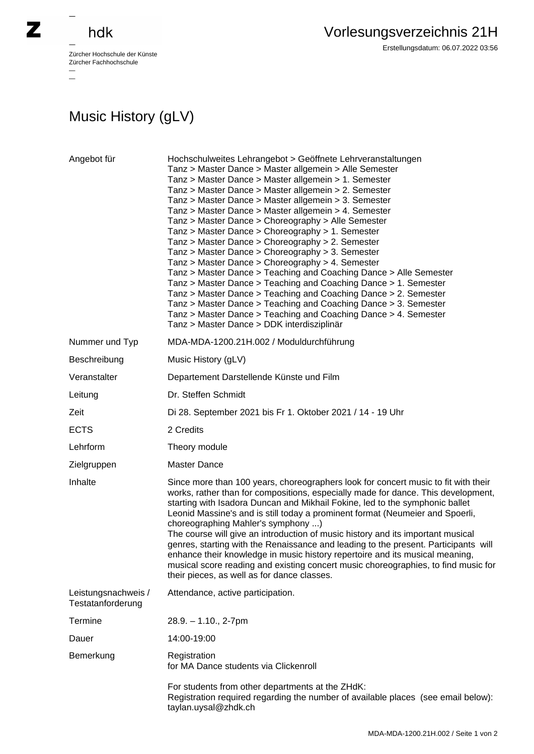Zürcher Hochschule der Künste
Zürcher Fachhochschule

# Vorlesungsverzeichnis 21H

Erstellungsdatum: 06.07.2022 03:56

## Music History (gLV)

| | |
|---|---|
| Angebot für | Hochschulweites Lehrangebot > Geöffnete Lehrveranstaltungen<br>Tanz > Master Dance > Master allgemein > Alle Semester<br>Tanz > Master Dance > Master allgemein > 1. Semester<br>Tanz > Master Dance > Master allgemein > 2. Semester<br>Tanz > Master Dance > Master allgemein > 3. Semester<br>Tanz > Master Dance > Master allgemein > 4. Semester<br>Tanz > Master Dance > Choreography > Alle Semester<br>Tanz > Master Dance > Choreography > 1. Semester<br>Tanz > Master Dance > Choreography > 2. Semester<br>Tanz > Master Dance > Choreography > 3. Semester<br>Tanz > Master Dance > Choreography > 4. Semester<br>Tanz > Master Dance > Teaching and Coaching Dance > Alle Semester<br>Tanz > Master Dance > Teaching and Coaching Dance > 1. Semester<br>Tanz > Master Dance > Teaching and Coaching Dance > 2. Semester<br>Tanz > Master Dance > Teaching and Coaching Dance > 3. Semester<br>Tanz > Master Dance > Teaching and Coaching Dance > 4. Semester<br>Tanz > Master Dance > DDK interdisziplinär |
| Nummer und Typ | MDA-MDA-1200.21H.002 / Moduldurchführung |
| Beschreibung | Music History (gLV) |
| Veranstalter | Departement Darstellende Künste und Film |
| Leitung | Dr. Steffen Schmidt |
| Zeit | Di 28. September 2021 bis Fr 1. Oktober 2021 / 14 - 19 Uhr |
| ECTS | 2 Credits |
| Lehrform | Theory module |
| Zielgruppen | Master Dance |
| Inhalte | Since more than 100 years, choreographers look for concert music to fit with their works, rather than for compositions, especially made for dance. This development, starting with Isadora Duncan and Mikhail Fokine, led to the symphonic ballet Leonid Massine's and is still today a prominent format (Neumeier and Spoerli, choreographing Mahler's symphony ...)<br>The course will give an introduction of music history and its important musical genres, starting with the Renaissance and leading to the present. Participants will enhance their knowledge in music history repertoire and its musical meaning, musical score reading and existing concert music choreographies, to find music for their pieces, as well as for dance classes. |
| Leistungsnachweis / Testatanforderung | Attendance, active participation. |
| Termine | 28.9. – 1.10., 2-7pm |
| Dauer | 14:00-19:00 |
| Bemerkung | Registration<br>for MA Dance students via Clickenroll<br><br>For students from other departments at the ZHdK:<br>Registration required regarding the number of available places (see email below):<br>taylan.uysal@zhdk.ch |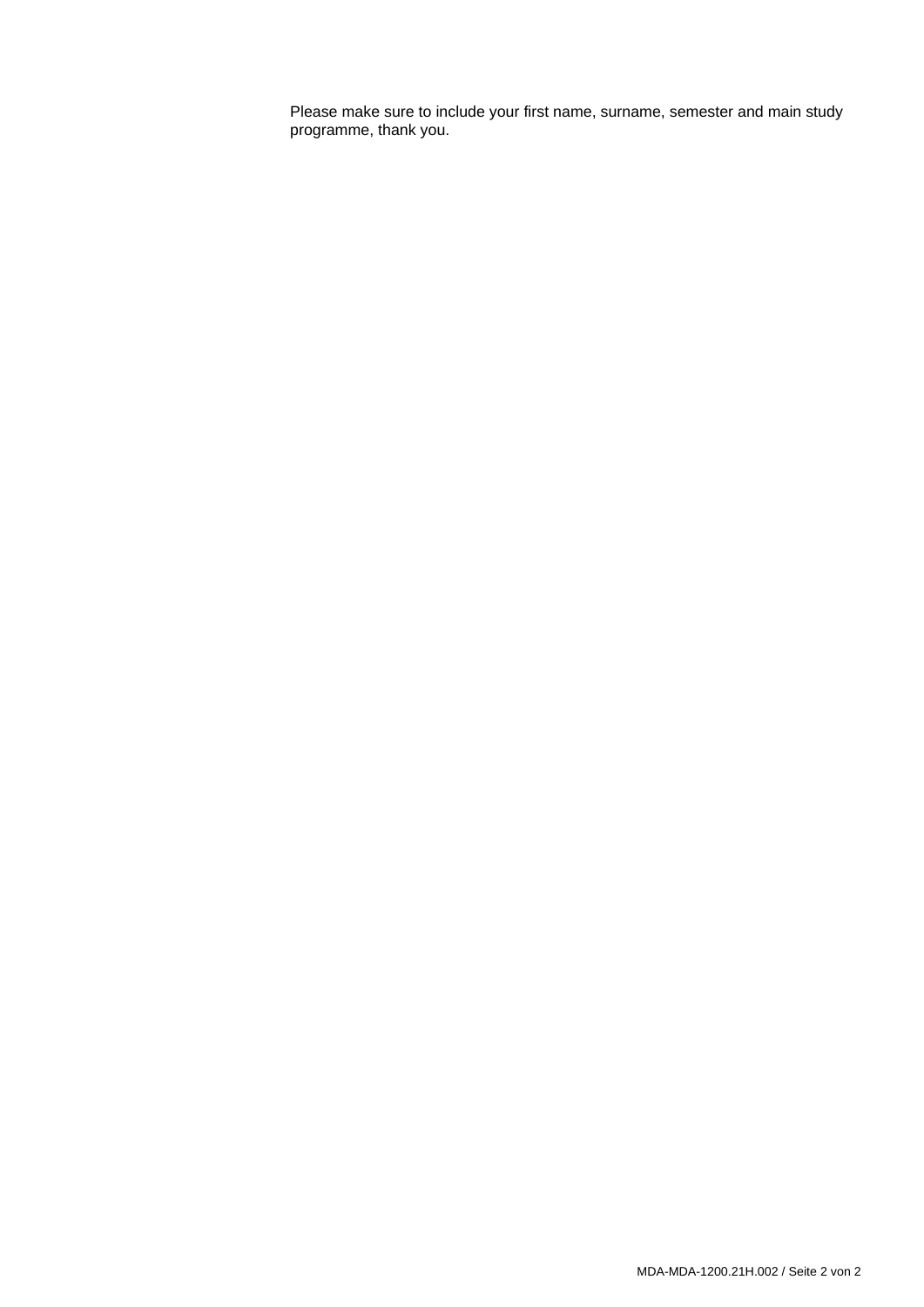Please make sure to include your first name, surname, semester and main study programme, thank you.